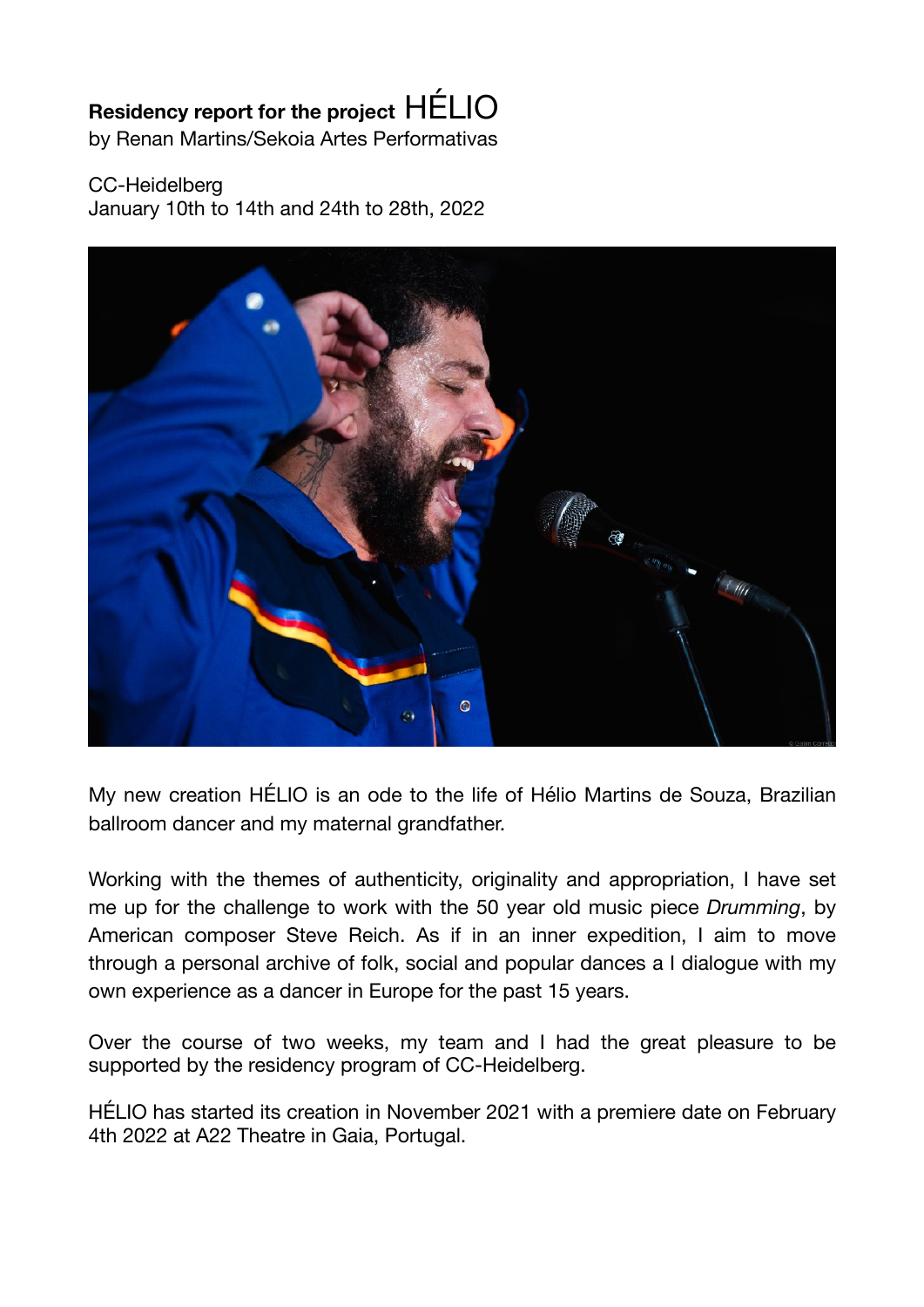**Residency report for the project** HÉLIO
by Renan Martins/Sekoia Artes Performativas

CC-Heidelberg
January 10th to 14th and 24th to 28th, 2022

My new creation HÉLIO is an ode to the life of Hélio Martins de Souza, Brazilian ballroom dancer and my maternal grandfather.

Working with the themes of authenticity, originality and appropriation, I have set me up for the challenge to work with the 50 year old music piece *Drumming*, by American composer Steve Reich. As if in an inner expedition, I aim to move through a personal archive of folk, social and popular dances a I dialogue with my own experience as a dancer in Europe for the past 15 years.

Over the course of two weeks, my team and I had the great pleasure to be supported by the residency program of CC-Heidelberg.

HÉLIO has started its creation in November 2021 with a premiere date on February 4th 2022 at A22 Theatre in Gaia, Portugal.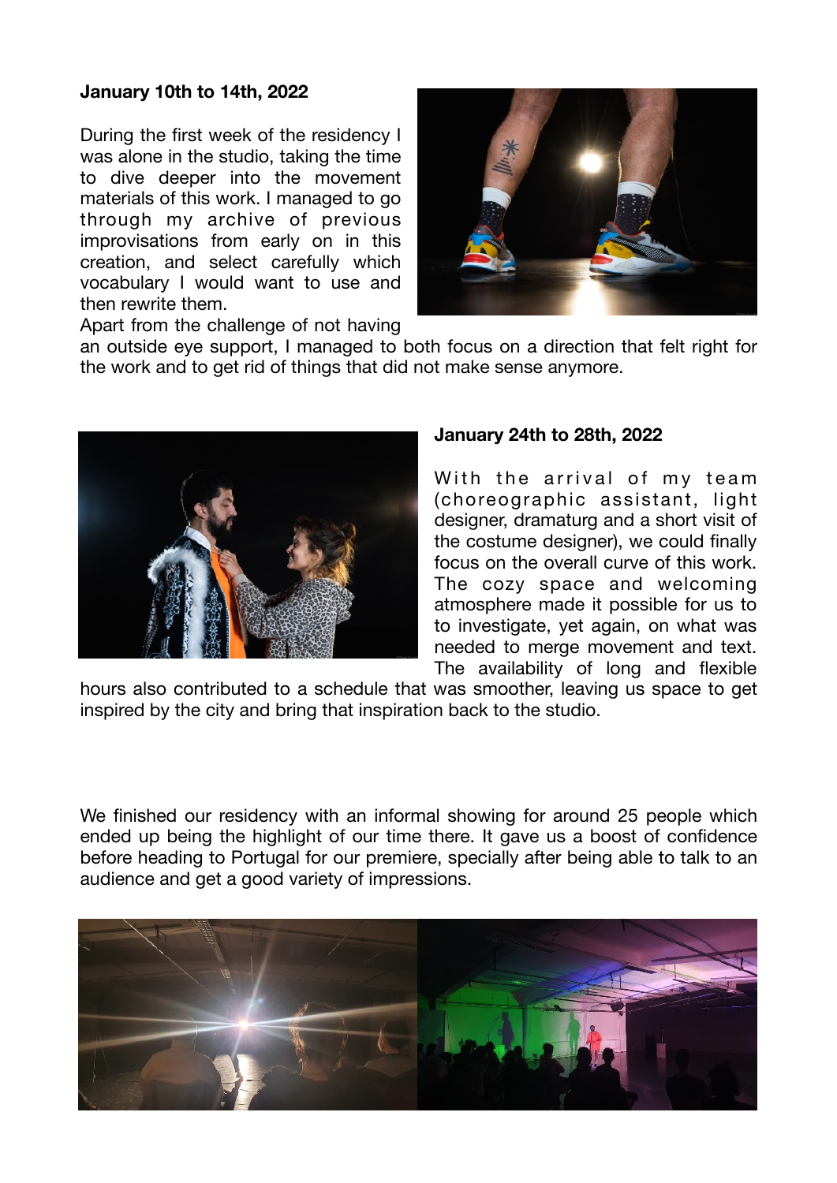**January 10th to 14th, 2022**

During the first week of the residency I was alone in the studio, taking the time to dive deeper into the movement materials of this work. I managed to go through my archive of previous improvisations from early on in this creation, and select carefully which vocabulary I would want to use and then rewrite them.

Apart from the challenge of not having an outside eye support, I managed to both focus on a direction that felt right for the work and to get rid of things that did not make sense anymore.

**January 24th to 28th, 2022**

With the arrival of my team (choreographic assistant, light designer, dramaturg and a short visit of the costume designer), we could finally focus on the overall curve of this work. The cozy space and welcoming atmosphere made it possible for us to to investigate, yet again, on what was needed to merge movement and text. The availability of long and flexible hours also contributed to a schedule that was smoother, leaving us space to get inspired by the city and bring that inspiration back to the studio.

We finished our residency with an informal showing for around 25 people which ended up being the highlight of our time there. It gave us a boost of confidence before heading to Portugal for our premiere, specially after being able to talk to an audience and get a good variety of impressions.